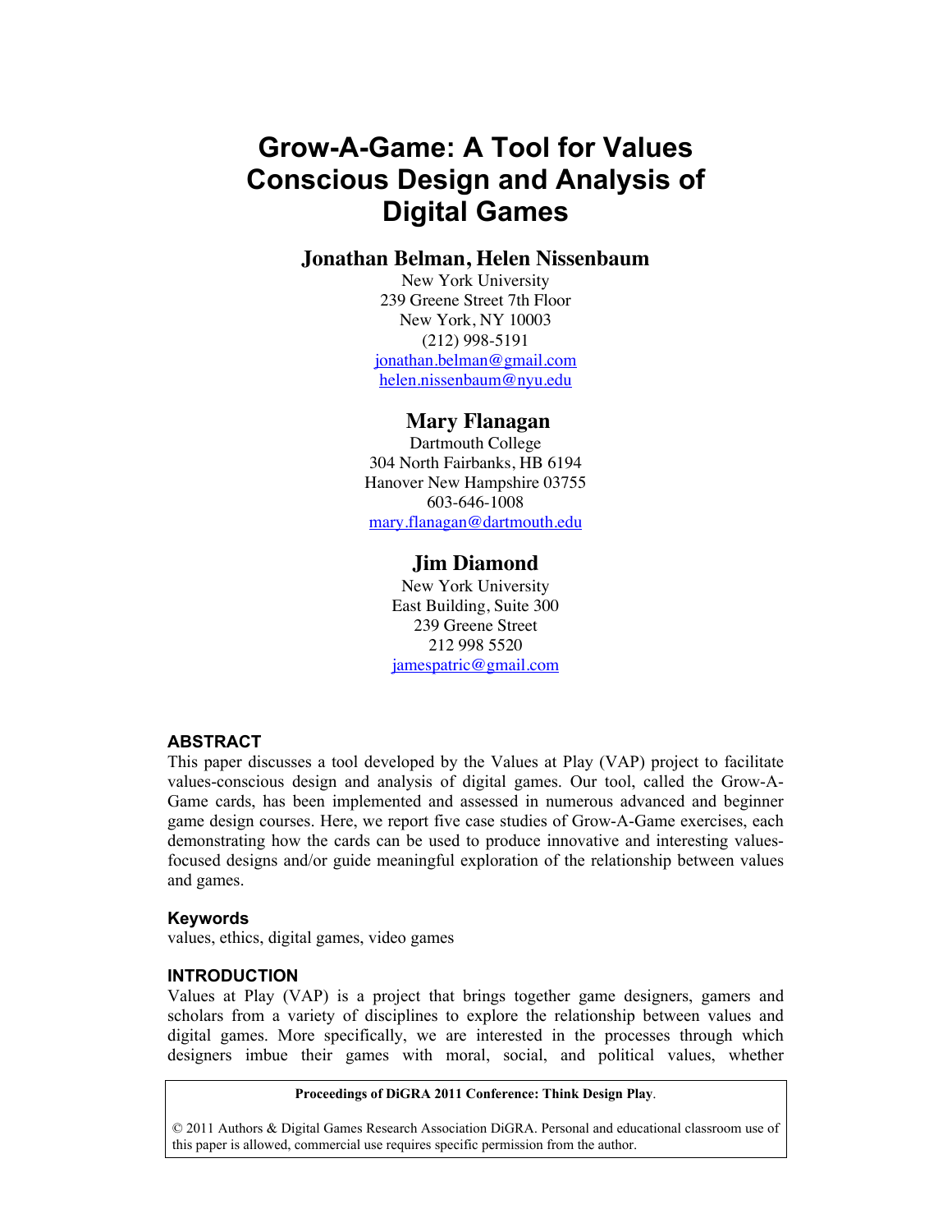# Grow-A-Game: A Tool for Values Conscious Design and Analysis of Digital Games

**Jonathan Belman, Helen Nissenbaum**

New York University
239 Greene Street 7th Floor
New York, NY 10003
(212) 998-5191
jonathan.belman@gmail.com
helen.nissenbaum@nyu.edu

**Mary Flanagan**

Dartmouth College
304 North Fairbanks, HB 6194
Hanover New Hampshire 03755
603-646-1008
mary.flanagan@dartmouth.edu

**Jim Diamond**

New York University
East Building, Suite 300
239 Greene Street
212 998 5520
jamespatric@gmail.com

## ABSTRACT

This paper discusses a tool developed by the Values at Play (VAP) project to facilitate values-conscious design and analysis of digital games. Our tool, called the Grow-A-Game cards, has been implemented and assessed in numerous advanced and beginner game design courses. Here, we report five case studies of Grow-A-Game exercises, each demonstrating how the cards can be used to produce innovative and interesting values-focused designs and/or guide meaningful exploration of the relationship between values and games.

### Keywords

values, ethics, digital games, video games

## INTRODUCTION

Values at Play (VAP) is a project that brings together game designers, gamers and scholars from a variety of disciplines to explore the relationship between values and digital games. More specifically, we are interested in the processes through which designers imbue their games with moral, social, and political values, whether

**Proceedings of DiGRA 2011 Conference: Think Design Play**.

© 2011 Authors & Digital Games Research Association DiGRA. Personal and educational classroom use of this paper is allowed, commercial use requires specific permission from the author.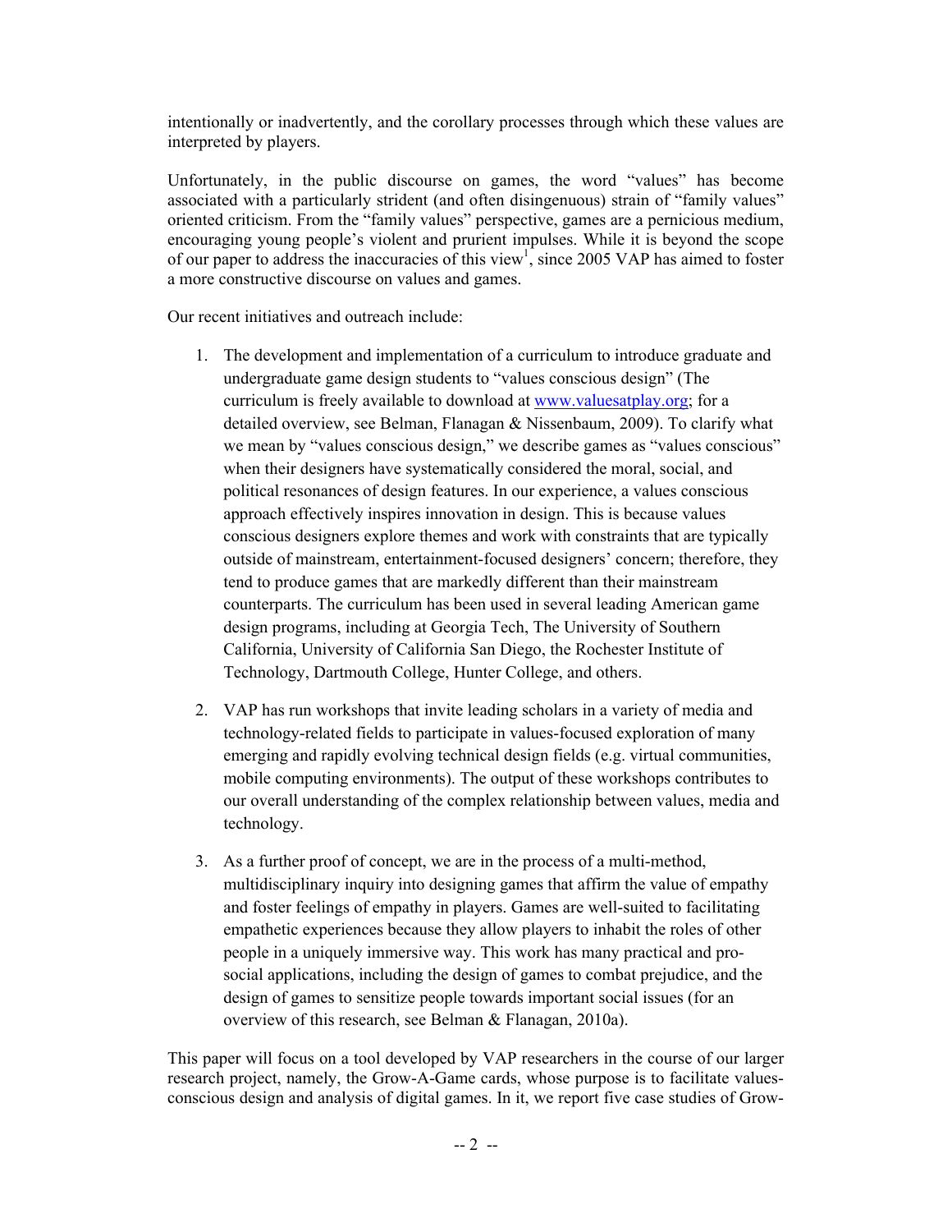intentionally or inadvertently, and the corollary processes through which these values are interpreted by players.

Unfortunately, in the public discourse on games, the word "values" has become associated with a particularly strident (and often disingenuous) strain of "family values" oriented criticism. From the "family values" perspective, games are a pernicious medium, encouraging young people's violent and prurient impulses. While it is beyond the scope of our paper to address the inaccuracies of this view[1], since 2005 VAP has aimed to foster a more constructive discourse on values and games.

Our recent initiatives and outreach include:

1. The development and implementation of a curriculum to introduce graduate and undergraduate game design students to "values conscious design" (The curriculum is freely available to download at www.valuesatplay.org; for a detailed overview, see Belman, Flanagan & Nissenbaum, 2009). To clarify what we mean by "values conscious design," we describe games as "values conscious" when their designers have systematically considered the moral, social, and political resonances of design features. In our experience, a values conscious approach effectively inspires innovation in design. This is because values conscious designers explore themes and work with constraints that are typically outside of mainstream, entertainment-focused designers' concern; therefore, they tend to produce games that are markedly different than their mainstream counterparts. The curriculum has been used in several leading American game design programs, including at Georgia Tech, The University of Southern California, University of California San Diego, the Rochester Institute of Technology, Dartmouth College, Hunter College, and others.

2. VAP has run workshops that invite leading scholars in a variety of media and technology-related fields to participate in values-focused exploration of many emerging and rapidly evolving technical design fields (e.g. virtual communities, mobile computing environments). The output of these workshops contributes to our overall understanding of the complex relationship between values, media and technology.

3. As a further proof of concept, we are in the process of a multi-method, multidisciplinary inquiry into designing games that affirm the value of empathy and foster feelings of empathy in players. Games are well-suited to facilitating empathetic experiences because they allow players to inhabit the roles of other people in a uniquely immersive way. This work has many practical and pro-social applications, including the design of games to combat prejudice, and the design of games to sensitize people towards important social issues (for an overview of this research, see Belman & Flanagan, 2010a).

This paper will focus on a tool developed by VAP researchers in the course of our larger research project, namely, the Grow-A-Game cards, whose purpose is to facilitate values-conscious design and analysis of digital games. In it, we report five case studies of Grow-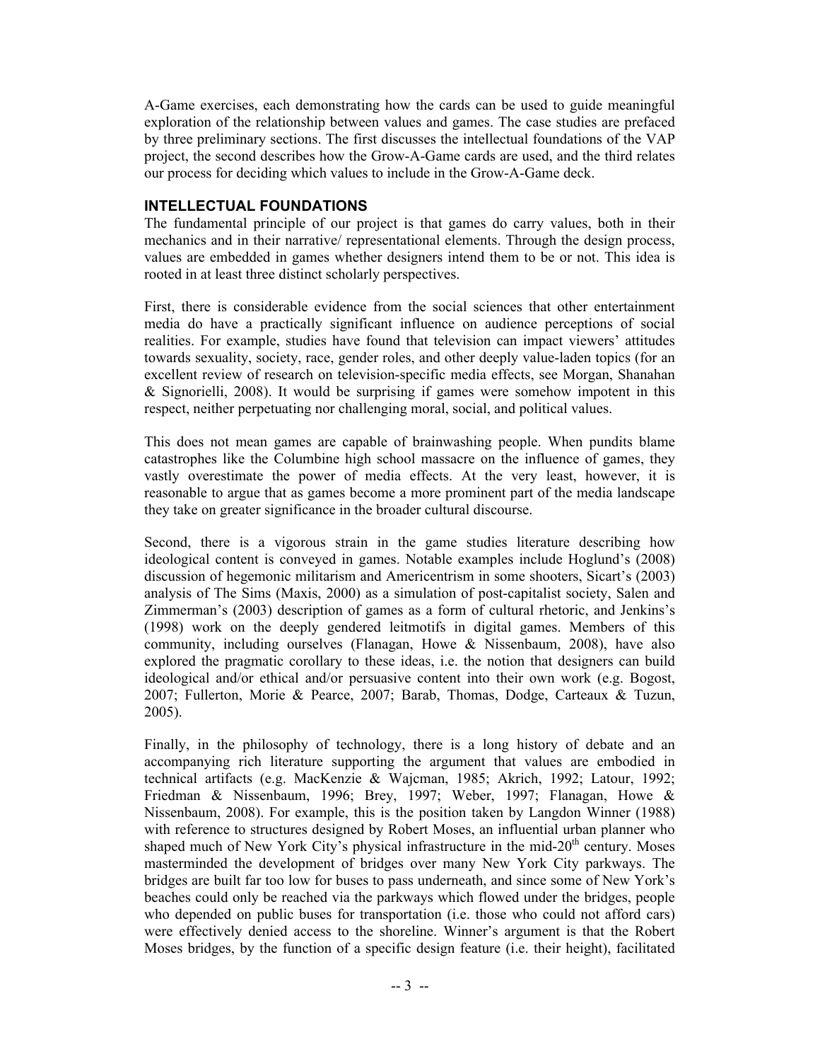A-Game exercises, each demonstrating how the cards can be used to guide meaningful exploration of the relationship between values and games. The case studies are prefaced by three preliminary sections. The first discusses the intellectual foundations of the VAP project, the second describes how the Grow-A-Game cards are used, and the third relates our process for deciding which values to include in the Grow-A-Game deck.

## INTELLECTUAL FOUNDATIONS

The fundamental principle of our project is that games do carry values, both in their mechanics and in their narrative/ representational elements. Through the design process, values are embedded in games whether designers intend them to be or not. This idea is rooted in at least three distinct scholarly perspectives.

First, there is considerable evidence from the social sciences that other entertainment media do have a practically significant influence on audience perceptions of social realities. For example, studies have found that television can impact viewers' attitudes towards sexuality, society, race, gender roles, and other deeply value-laden topics (for an excellent review of research on television-specific media effects, see Morgan, Shanahan & Signorielli, 2008). It would be surprising if games were somehow impotent in this respect, neither perpetuating nor challenging moral, social, and political values.

This does not mean games are capable of brainwashing people. When pundits blame catastrophes like the Columbine high school massacre on the influence of games, they vastly overestimate the power of media effects. At the very least, however, it is reasonable to argue that as games become a more prominent part of the media landscape they take on greater significance in the broader cultural discourse.

Second, there is a vigorous strain in the game studies literature describing how ideological content is conveyed in games. Notable examples include Hoglund's (2008) discussion of hegemonic militarism and Americentrism in some shooters, Sicart's (2003) analysis of The Sims (Maxis, 2000) as a simulation of post-capitalist society, Salen and Zimmerman's (2003) description of games as a form of cultural rhetoric, and Jenkins's (1998) work on the deeply gendered leitmotifs in digital games. Members of this community, including ourselves (Flanagan, Howe & Nissenbaum, 2008), have also explored the pragmatic corollary to these ideas, i.e. the notion that designers can build ideological and/or ethical and/or persuasive content into their own work (e.g. Bogost, 2007; Fullerton, Morie & Pearce, 2007; Barab, Thomas, Dodge, Carteaux & Tuzun, 2005).

Finally, in the philosophy of technology, there is a long history of debate and an accompanying rich literature supporting the argument that values are embodied in technical artifacts (e.g. MacKenzie & Wajcman, 1985; Akrich, 1992; Latour, 1992; Friedman & Nissenbaum, 1996; Brey, 1997; Weber, 1997; Flanagan, Howe & Nissenbaum, 2008). For example, this is the position taken by Langdon Winner (1988) with reference to structures designed by Robert Moses, an influential urban planner who shaped much of New York City's physical infrastructure in the mid-20th century. Moses masterminded the development of bridges over many New York City parkways. The bridges are built far too low for buses to pass underneath, and since some of New York's beaches could only be reached via the parkways which flowed under the bridges, people who depended on public buses for transportation (i.e. those who could not afford cars) were effectively denied access to the shoreline. Winner's argument is that the Robert Moses bridges, by the function of a specific design feature (i.e. their height), facilitated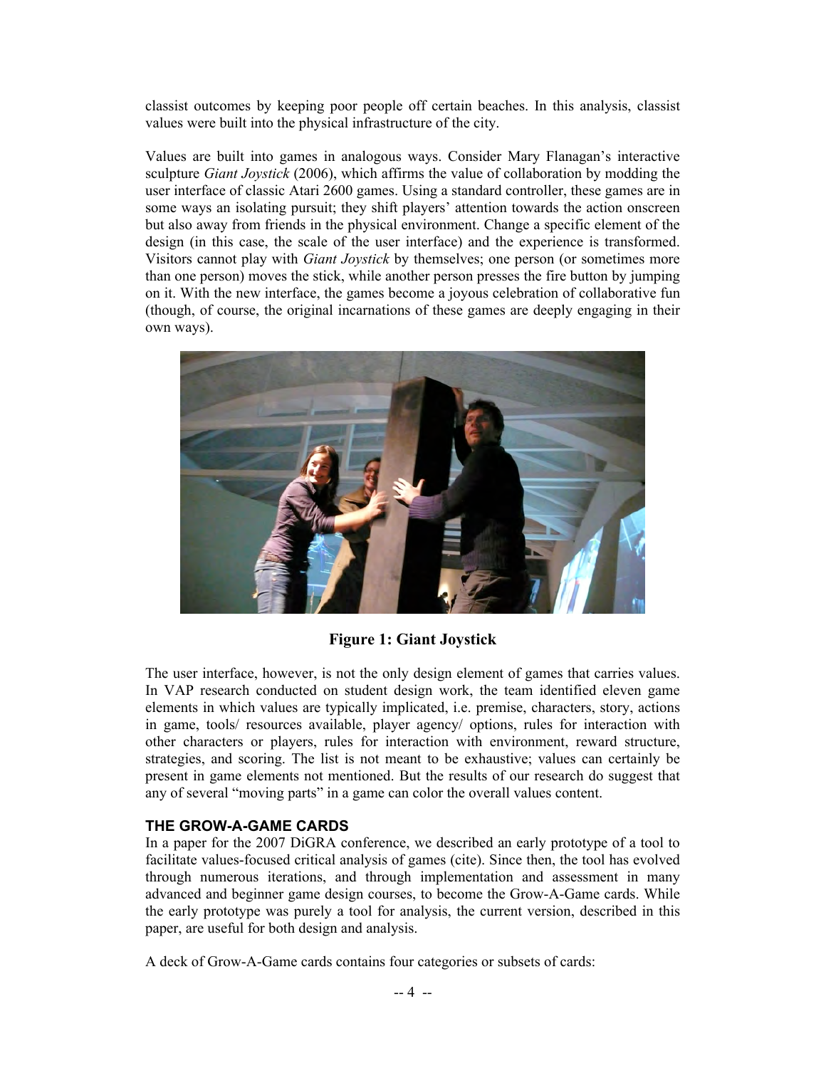classist outcomes by keeping poor people off certain beaches. In this analysis, classist values were built into the physical infrastructure of the city.

Values are built into games in analogous ways. Consider Mary Flanagan's interactive sculpture *Giant Joystick* (2006), which affirms the value of collaboration by modding the user interface of classic Atari 2600 games. Using a standard controller, these games are in some ways an isolating pursuit; they shift players' attention towards the action onscreen but also away from friends in the physical environment. Change a specific element of the design (in this case, the scale of the user interface) and the experience is transformed. Visitors cannot play with *Giant Joystick* by themselves; one person (or sometimes more than one person) moves the stick, while another person presses the fire button by jumping on it. With the new interface, the games become a joyous celebration of collaborative fun (though, of course, the original incarnations of these games are deeply engaging in their own ways).

**Figure 1: Giant Joystick**

The user interface, however, is not the only design element of games that carries values. In VAP research conducted on student design work, the team identified eleven game elements in which values are typically implicated, i.e. premise, characters, story, actions in game, tools/ resources available, player agency/ options, rules for interaction with other characters or players, rules for interaction with environment, reward structure, strategies, and scoring. The list is not meant to be exhaustive; values can certainly be present in game elements not mentioned. But the results of our research do suggest that any of several "moving parts" in a game can color the overall values content.

## THE GROW-A-GAME CARDS

In a paper for the 2007 DiGRA conference, we described an early prototype of a tool to facilitate values-focused critical analysis of games (cite). Since then, the tool has evolved through numerous iterations, and through implementation and assessment in many advanced and beginner game design courses, to become the Grow-A-Game cards. While the early prototype was purely a tool for analysis, the current version, described in this paper, are useful for both design and analysis.

A deck of Grow-A-Game cards contains four categories or subsets of cards: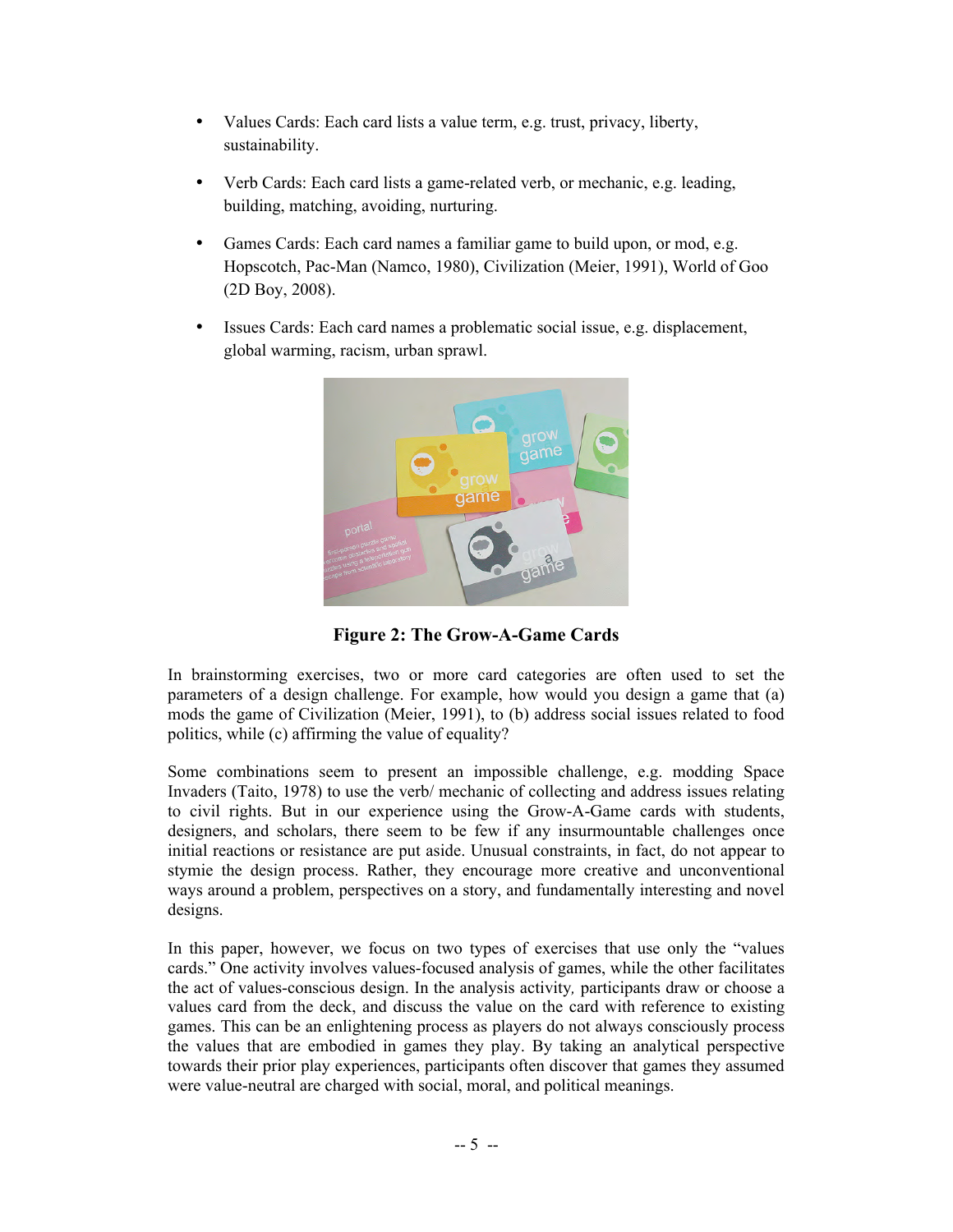- Values Cards: Each card lists a value term, e.g. trust, privacy, liberty, sustainability.
- Verb Cards: Each card lists a game-related verb, or mechanic, e.g. leading, building, matching, avoiding, nurturing.
- Games Cards: Each card names a familiar game to build upon, or mod, e.g. Hopscotch, Pac-Man (Namco, 1980), Civilization (Meier, 1991), World of Goo (2D Boy, 2008).
- Issues Cards: Each card names a problematic social issue, e.g. displacement, global warming, racism, urban sprawl.

**Figure 2: The Grow-A-Game Cards**

In brainstorming exercises, two or more card categories are often used to set the parameters of a design challenge. For example, how would you design a game that (a) mods the game of Civilization (Meier, 1991), to (b) address social issues related to food politics, while (c) affirming the value of equality?

Some combinations seem to present an impossible challenge, e.g. modding Space Invaders (Taito, 1978) to use the verb/ mechanic of collecting and address issues relating to civil rights. But in our experience using the Grow-A-Game cards with students, designers, and scholars, there seem to be few if any insurmountable challenges once initial reactions or resistance are put aside. Unusual constraints, in fact, do not appear to stymie the design process. Rather, they encourage more creative and unconventional ways around a problem, perspectives on a story, and fundamentally interesting and novel designs.

In this paper, however, we focus on two types of exercises that use only the "values cards." One activity involves values-focused analysis of games, while the other facilitates the act of values-conscious design. In the analysis activity*,* participants draw or choose a values card from the deck, and discuss the value on the card with reference to existing games. This can be an enlightening process as players do not always consciously process the values that are embodied in games they play. By taking an analytical perspective towards their prior play experiences, participants often discover that games they assumed were value-neutral are charged with social, moral, and political meanings.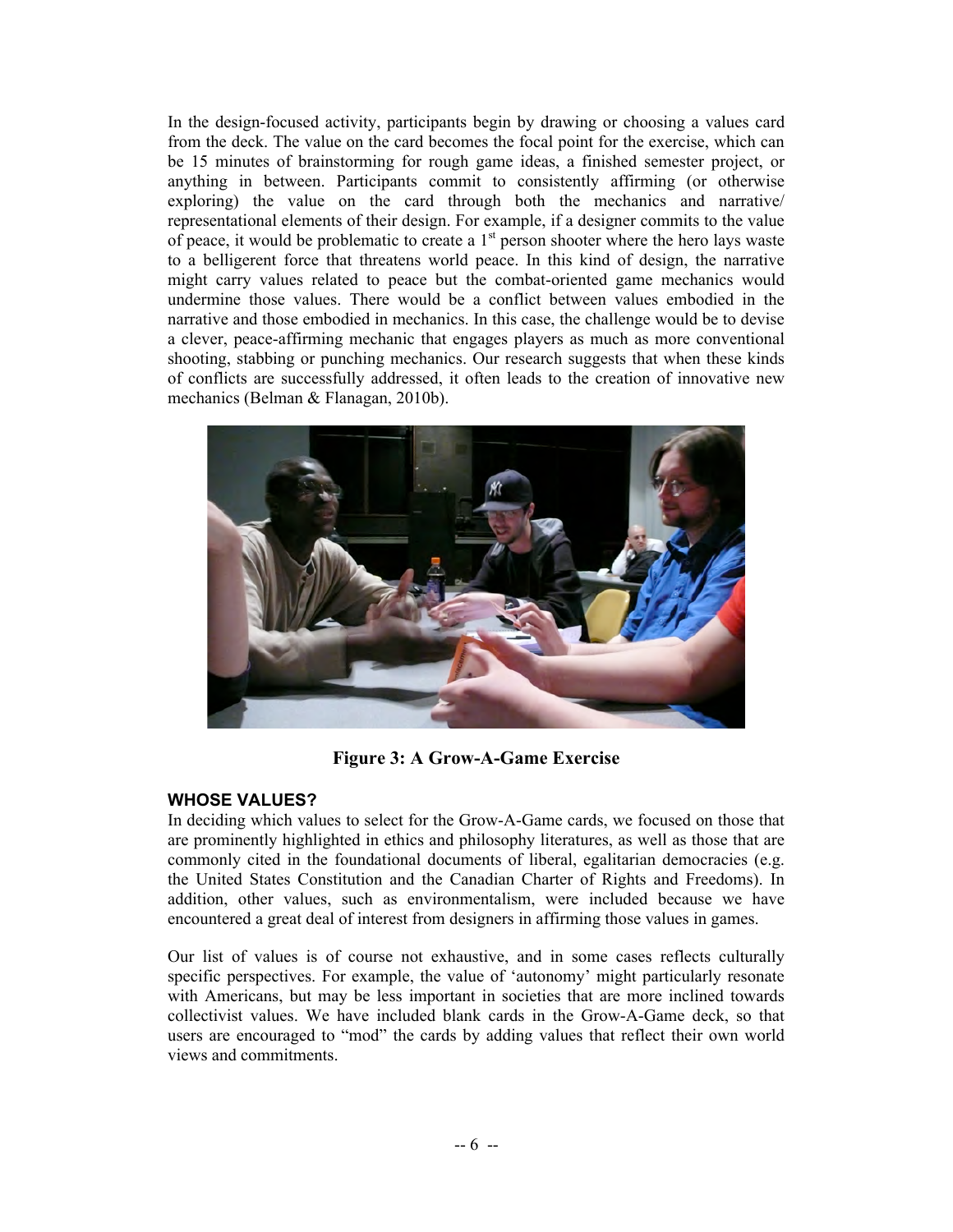In the design-focused activity, participants begin by drawing or choosing a values card from the deck. The value on the card becomes the focal point for the exercise, which can be 15 minutes of brainstorming for rough game ideas, a finished semester project, or anything in between. Participants commit to consistently affirming (or otherwise exploring) the value on the card through both the mechanics and narrative/representational elements of their design. For example, if a designer commits to the value of peace, it would be problematic to create a 1st person shooter where the hero lays waste to a belligerent force that threatens world peace. In this kind of design, the narrative might carry values related to peace but the combat-oriented game mechanics would undermine those values. There would be a conflict between values embodied in the narrative and those embodied in mechanics. In this case, the challenge would be to devise a clever, peace-affirming mechanic that engages players as much as more conventional shooting, stabbing or punching mechanics. Our research suggests that when these kinds of conflicts are successfully addressed, it often leads to the creation of innovative new mechanics (Belman & Flanagan, 2010b).

**Figure 3: A Grow-A-Game Exercise**

### WHOSE VALUES?

In deciding which values to select for the Grow-A-Game cards, we focused on those that are prominently highlighted in ethics and philosophy literatures, as well as those that are commonly cited in the foundational documents of liberal, egalitarian democracies (e.g. the United States Constitution and the Canadian Charter of Rights and Freedoms). In addition, other values, such as environmentalism, were included because we have encountered a great deal of interest from designers in affirming those values in games.

Our list of values is of course not exhaustive, and in some cases reflects culturally specific perspectives. For example, the value of 'autonomy' might particularly resonate with Americans, but may be less important in societies that are more inclined towards collectivist values. We have included blank cards in the Grow-A-Game deck, so that users are encouraged to "mod" the cards by adding values that reflect their own world views and commitments.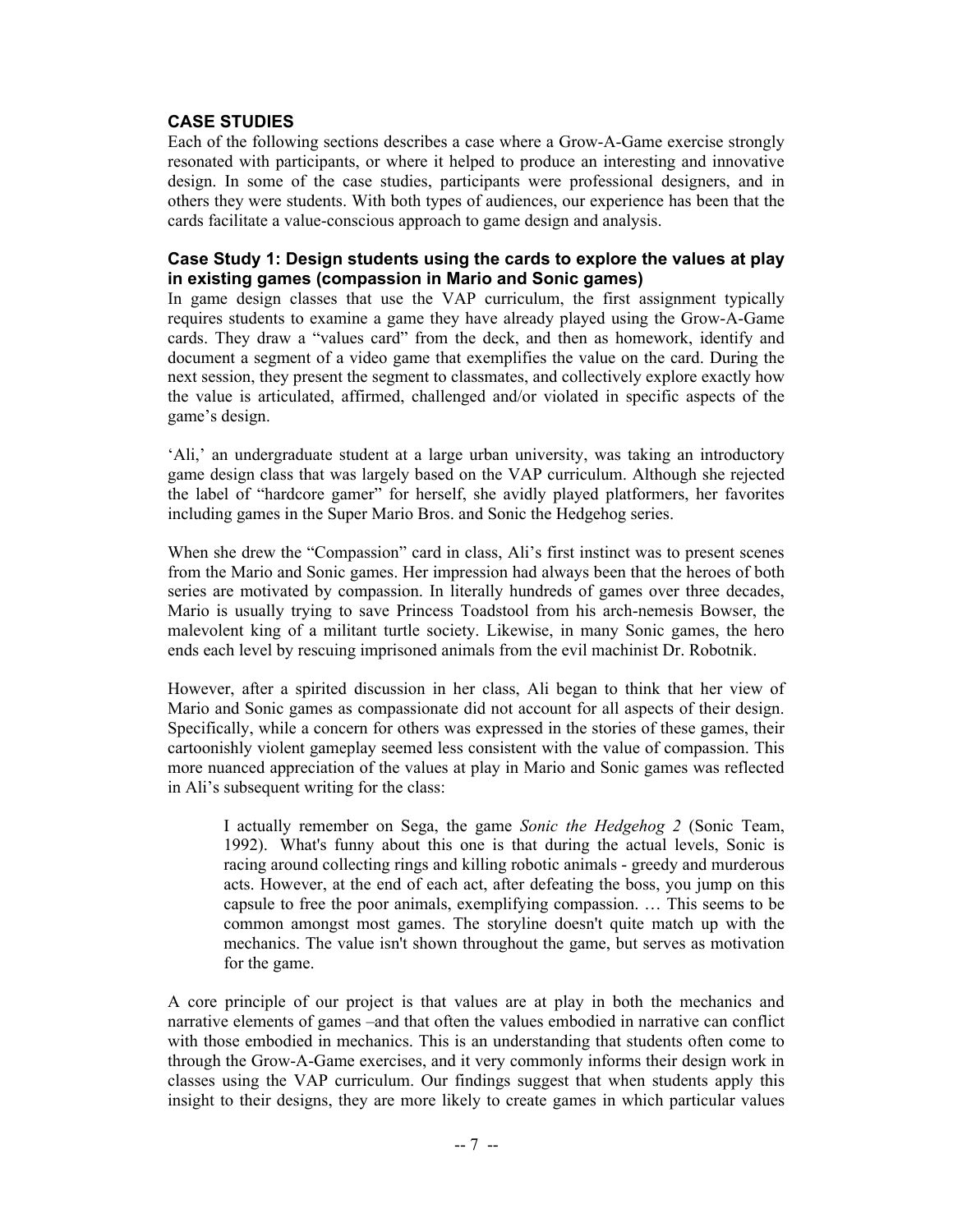## CASE STUDIES

Each of the following sections describes a case where a Grow-A-Game exercise strongly resonated with participants, or where it helped to produce an interesting and innovative design. In some of the case studies, participants were professional designers, and in others they were students. With both types of audiences, our experience has been that the cards facilitate a value-conscious approach to game design and analysis.

### Case Study 1: Design students using the cards to explore the values at play in existing games (compassion in Mario and Sonic games)

In game design classes that use the VAP curriculum, the first assignment typically requires students to examine a game they have already played using the Grow-A-Game cards. They draw a "values card" from the deck, and then as homework, identify and document a segment of a video game that exemplifies the value on the card. During the next session, they present the segment to classmates, and collectively explore exactly how the value is articulated, affirmed, challenged and/or violated in specific aspects of the game's design.

'Ali,' an undergraduate student at a large urban university, was taking an introductory game design class that was largely based on the VAP curriculum. Although she rejected the label of "hardcore gamer" for herself, she avidly played platformers, her favorites including games in the Super Mario Bros. and Sonic the Hedgehog series.

When she drew the "Compassion" card in class, Ali's first instinct was to present scenes from the Mario and Sonic games. Her impression had always been that the heroes of both series are motivated by compassion. In literally hundreds of games over three decades, Mario is usually trying to save Princess Toadstool from his arch-nemesis Bowser, the malevolent king of a militant turtle society. Likewise, in many Sonic games, the hero ends each level by rescuing imprisoned animals from the evil machinist Dr. Robotnik.

However, after a spirited discussion in her class, Ali began to think that her view of Mario and Sonic games as compassionate did not account for all aspects of their design. Specifically, while a concern for others was expressed in the stories of these games, their cartoonishly violent gameplay seemed less consistent with the value of compassion. This more nuanced appreciation of the values at play in Mario and Sonic games was reflected in Ali's subsequent writing for the class:

> I actually remember on Sega, the game *Sonic the Hedgehog 2* (Sonic Team, 1992). What's funny about this one is that during the actual levels, Sonic is racing around collecting rings and killing robotic animals - greedy and murderous acts. However, at the end of each act, after defeating the boss, you jump on this capsule to free the poor animals, exemplifying compassion. … This seems to be common amongst most games. The storyline doesn't quite match up with the mechanics. The value isn't shown throughout the game, but serves as motivation for the game.

A core principle of our project is that values are at play in both the mechanics and narrative elements of games –and that often the values embodied in narrative can conflict with those embodied in mechanics. This is an understanding that students often come to through the Grow-A-Game exercises, and it very commonly informs their design work in classes using the VAP curriculum. Our findings suggest that when students apply this insight to their designs, they are more likely to create games in which particular values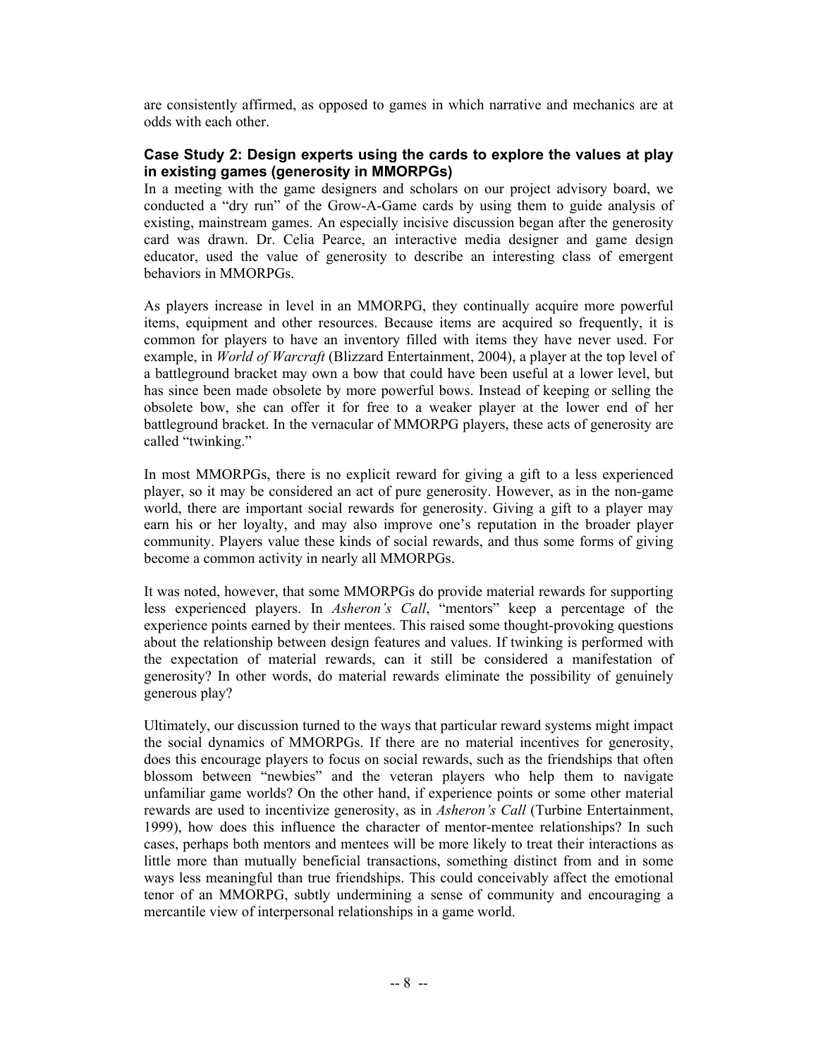are consistently affirmed, as opposed to games in which narrative and mechanics are at odds with each other.

### Case Study 2: Design experts using the cards to explore the values at play in existing games (generosity in MMORPGs)

In a meeting with the game designers and scholars on our project advisory board, we conducted a "dry run" of the Grow-A-Game cards by using them to guide analysis of existing, mainstream games. An especially incisive discussion began after the generosity card was drawn. Dr. Celia Pearce, an interactive media designer and game design educator, used the value of generosity to describe an interesting class of emergent behaviors in MMORPGs.

As players increase in level in an MMORPG, they continually acquire more powerful items, equipment and other resources. Because items are acquired so frequently, it is common for players to have an inventory filled with items they have never used. For example, in *World of Warcraft* (Blizzard Entertainment, 2004), a player at the top level of a battleground bracket may own a bow that could have been useful at a lower level, but has since been made obsolete by more powerful bows. Instead of keeping or selling the obsolete bow, she can offer it for free to a weaker player at the lower end of her battleground bracket. In the vernacular of MMORPG players, these acts of generosity are called "twinking."

In most MMORPGs, there is no explicit reward for giving a gift to a less experienced player, so it may be considered an act of pure generosity. However, as in the non-game world, there are important social rewards for generosity. Giving a gift to a player may earn his or her loyalty, and may also improve one's reputation in the broader player community. Players value these kinds of social rewards, and thus some forms of giving become a common activity in nearly all MMORPGs.

It was noted, however, that some MMORPGs do provide material rewards for supporting less experienced players. In *Asheron's Call*, "mentors" keep a percentage of the experience points earned by their mentees. This raised some thought-provoking questions about the relationship between design features and values. If twinking is performed with the expectation of material rewards, can it still be considered a manifestation of generosity? In other words, do material rewards eliminate the possibility of genuinely generous play?

Ultimately, our discussion turned to the ways that particular reward systems might impact the social dynamics of MMORPGs. If there are no material incentives for generosity, does this encourage players to focus on social rewards, such as the friendships that often blossom between "newbies" and the veteran players who help them to navigate unfamiliar game worlds? On the other hand, if experience points or some other material rewards are used to incentivize generosity, as in *Asheron's Call* (Turbine Entertainment, 1999), how does this influence the character of mentor-mentee relationships? In such cases, perhaps both mentors and mentees will be more likely to treat their interactions as little more than mutually beneficial transactions, something distinct from and in some ways less meaningful than true friendships. This could conceivably affect the emotional tenor of an MMORPG, subtly undermining a sense of community and encouraging a mercantile view of interpersonal relationships in a game world.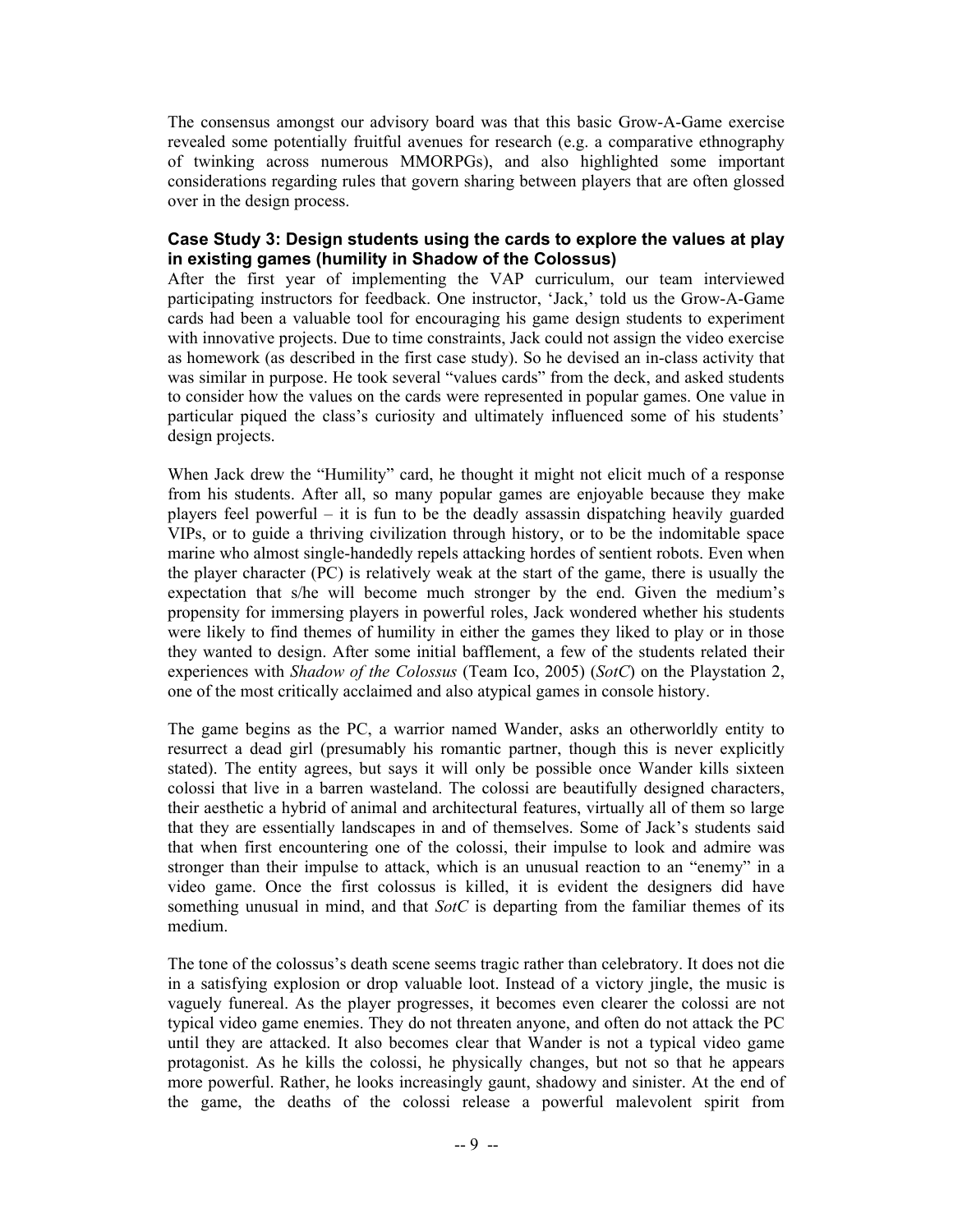The consensus amongst our advisory board was that this basic Grow-A-Game exercise revealed some potentially fruitful avenues for research (e.g. a comparative ethnography of twinking across numerous MMORPGs), and also highlighted some important considerations regarding rules that govern sharing between players that are often glossed over in the design process.

### Case Study 3: Design students using the cards to explore the values at play in existing games (humility in Shadow of the Colossus)

After the first year of implementing the VAP curriculum, our team interviewed participating instructors for feedback. One instructor, 'Jack,' told us the Grow-A-Game cards had been a valuable tool for encouraging his game design students to experiment with innovative projects. Due to time constraints, Jack could not assign the video exercise as homework (as described in the first case study). So he devised an in-class activity that was similar in purpose. He took several "values cards" from the deck, and asked students to consider how the values on the cards were represented in popular games. One value in particular piqued the class's curiosity and ultimately influenced some of his students' design projects.

When Jack drew the "Humility" card, he thought it might not elicit much of a response from his students. After all, so many popular games are enjoyable because they make players feel powerful – it is fun to be the deadly assassin dispatching heavily guarded VIPs, or to guide a thriving civilization through history, or to be the indomitable space marine who almost single-handedly repels attacking hordes of sentient robots. Even when the player character (PC) is relatively weak at the start of the game, there is usually the expectation that s/he will become much stronger by the end. Given the medium's propensity for immersing players in powerful roles, Jack wondered whether his students were likely to find themes of humility in either the games they liked to play or in those they wanted to design. After some initial bafflement, a few of the students related their experiences with *Shadow of the Colossus* (Team Ico, 2005) (*SotC*) on the Playstation 2, one of the most critically acclaimed and also atypical games in console history.

The game begins as the PC, a warrior named Wander, asks an otherworldly entity to resurrect a dead girl (presumably his romantic partner, though this is never explicitly stated). The entity agrees, but says it will only be possible once Wander kills sixteen colossi that live in a barren wasteland. The colossi are beautifully designed characters, their aesthetic a hybrid of animal and architectural features, virtually all of them so large that they are essentially landscapes in and of themselves. Some of Jack's students said that when first encountering one of the colossi, their impulse to look and admire was stronger than their impulse to attack, which is an unusual reaction to an "enemy" in a video game. Once the first colossus is killed, it is evident the designers did have something unusual in mind, and that *SotC* is departing from the familiar themes of its medium.

The tone of the colossus's death scene seems tragic rather than celebratory. It does not die in a satisfying explosion or drop valuable loot. Instead of a victory jingle, the music is vaguely funereal. As the player progresses, it becomes even clearer the colossi are not typical video game enemies. They do not threaten anyone, and often do not attack the PC until they are attacked. It also becomes clear that Wander is not a typical video game protagonist. As he kills the colossi, he physically changes, but not so that he appears more powerful. Rather, he looks increasingly gaunt, shadowy and sinister. At the end of the game, the deaths of the colossi release a powerful malevolent spirit from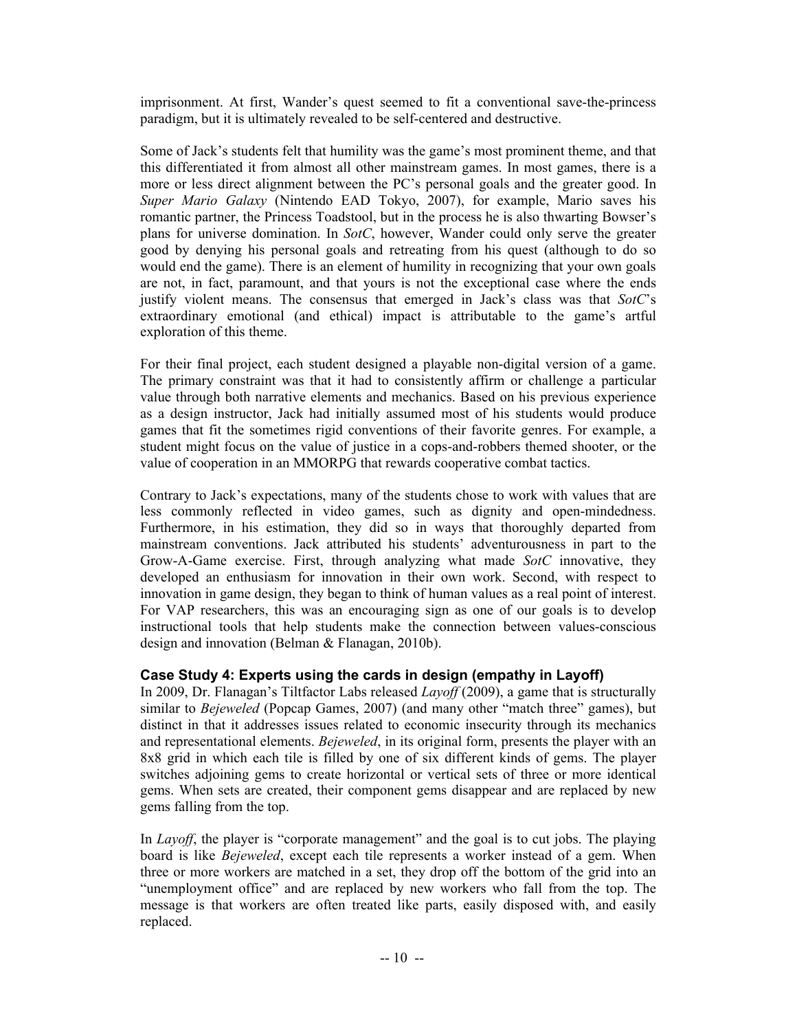imprisonment. At first, Wander's quest seemed to fit a conventional save-the-princess paradigm, but it is ultimately revealed to be self-centered and destructive.

Some of Jack's students felt that humility was the game's most prominent theme, and that this differentiated it from almost all other mainstream games. In most games, there is a more or less direct alignment between the PC's personal goals and the greater good. In *Super Mario Galaxy* (Nintendo EAD Tokyo, 2007), for example, Mario saves his romantic partner, the Princess Toadstool, but in the process he is also thwarting Bowser's plans for universe domination. In *SotC*, however, Wander could only serve the greater good by denying his personal goals and retreating from his quest (although to do so would end the game). There is an element of humility in recognizing that your own goals are not, in fact, paramount, and that yours is not the exceptional case where the ends justify violent means. The consensus that emerged in Jack's class was that *SotC*'s extraordinary emotional (and ethical) impact is attributable to the game's artful exploration of this theme.

For their final project, each student designed a playable non-digital version of a game. The primary constraint was that it had to consistently affirm or challenge a particular value through both narrative elements and mechanics. Based on his previous experience as a design instructor, Jack had initially assumed most of his students would produce games that fit the sometimes rigid conventions of their favorite genres. For example, a student might focus on the value of justice in a cops-and-robbers themed shooter, or the value of cooperation in an MMORPG that rewards cooperative combat tactics.

Contrary to Jack's expectations, many of the students chose to work with values that are less commonly reflected in video games, such as dignity and open-mindedness. Furthermore, in his estimation, they did so in ways that thoroughly departed from mainstream conventions. Jack attributed his students' adventurousness in part to the Grow-A-Game exercise. First, through analyzing what made *SotC* innovative, they developed an enthusiasm for innovation in their own work. Second, with respect to innovation in game design, they began to think of human values as a real point of interest. For VAP researchers, this was an encouraging sign as one of our goals is to develop instructional tools that help students make the connection between values-conscious design and innovation (Belman & Flanagan, 2010b).

### Case Study 4: Experts using the cards in design (empathy in Layoff)

In 2009, Dr. Flanagan's Tiltfactor Labs released *Layoff* (2009), a game that is structurally similar to *Bejeweled* (Popcap Games, 2007) (and many other "match three" games), but distinct in that it addresses issues related to economic insecurity through its mechanics and representational elements. *Bejeweled*, in its original form, presents the player with an 8x8 grid in which each tile is filled by one of six different kinds of gems. The player switches adjoining gems to create horizontal or vertical sets of three or more identical gems. When sets are created, their component gems disappear and are replaced by new gems falling from the top.

In *Layoff*, the player is "corporate management" and the goal is to cut jobs. The playing board is like *Bejeweled*, except each tile represents a worker instead of a gem. When three or more workers are matched in a set, they drop off the bottom of the grid into an "unemployment office" and are replaced by new workers who fall from the top. The message is that workers are often treated like parts, easily disposed with, and easily replaced.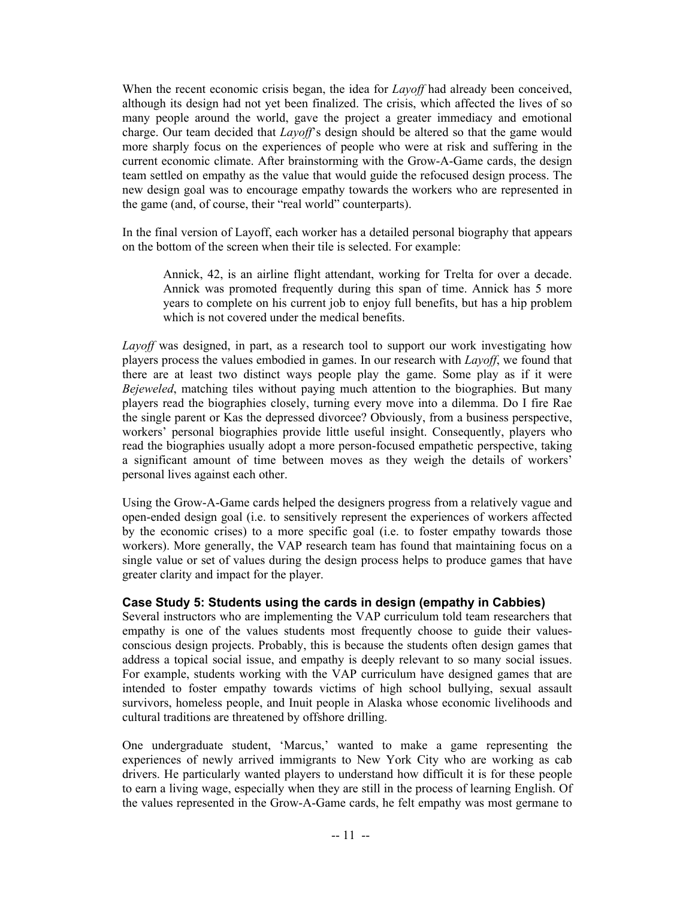When the recent economic crisis began, the idea for *Layoff* had already been conceived, although its design had not yet been finalized. The crisis, which affected the lives of so many people around the world, gave the project a greater immediacy and emotional charge. Our team decided that *Layoff*'s design should be altered so that the game would more sharply focus on the experiences of people who were at risk and suffering in the current economic climate. After brainstorming with the Grow-A-Game cards, the design team settled on empathy as the value that would guide the refocused design process. The new design goal was to encourage empathy towards the workers who are represented in the game (and, of course, their "real world" counterparts).

In the final version of Layoff, each worker has a detailed personal biography that appears on the bottom of the screen when their tile is selected. For example:

> Annick, 42, is an airline flight attendant, working for Trelta for over a decade. Annick was promoted frequently during this span of time. Annick has 5 more years to complete on his current job to enjoy full benefits, but has a hip problem which is not covered under the medical benefits.

*Layoff* was designed, in part, as a research tool to support our work investigating how players process the values embodied in games. In our research with *Layoff*, we found that there are at least two distinct ways people play the game. Some play as if it were *Bejeweled*, matching tiles without paying much attention to the biographies. But many players read the biographies closely, turning every move into a dilemma. Do I fire Rae the single parent or Kas the depressed divorcee? Obviously, from a business perspective, workers' personal biographies provide little useful insight. Consequently, players who read the biographies usually adopt a more person-focused empathetic perspective, taking a significant amount of time between moves as they weigh the details of workers' personal lives against each other.

Using the Grow-A-Game cards helped the designers progress from a relatively vague and open-ended design goal (i.e. to sensitively represent the experiences of workers affected by the economic crises) to a more specific goal (i.e. to foster empathy towards those workers). More generally, the VAP research team has found that maintaining focus on a single value or set of values during the design process helps to produce games that have greater clarity and impact for the player.

### Case Study 5: Students using the cards in design (empathy in Cabbies)

Several instructors who are implementing the VAP curriculum told team researchers that empathy is one of the values students most frequently choose to guide their values-conscious design projects. Probably, this is because the students often design games that address a topical social issue, and empathy is deeply relevant to so many social issues. For example, students working with the VAP curriculum have designed games that are intended to foster empathy towards victims of high school bullying, sexual assault survivors, homeless people, and Inuit people in Alaska whose economic livelihoods and cultural traditions are threatened by offshore drilling.

One undergraduate student, 'Marcus,' wanted to make a game representing the experiences of newly arrived immigrants to New York City who are working as cab drivers. He particularly wanted players to understand how difficult it is for these people to earn a living wage, especially when they are still in the process of learning English. Of the values represented in the Grow-A-Game cards, he felt empathy was most germane to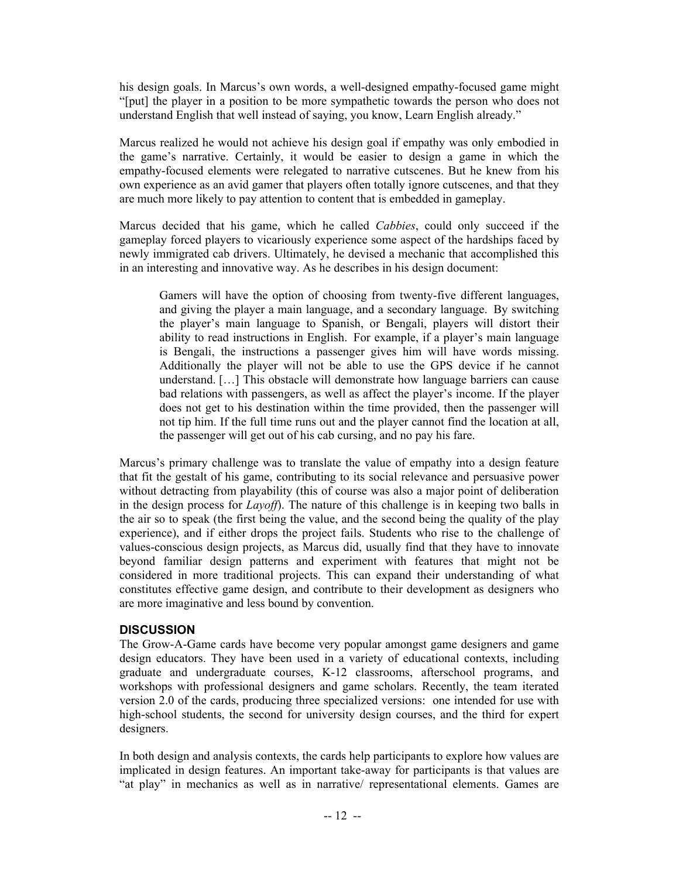his design goals. In Marcus's own words, a well-designed empathy-focused game might "[put] the player in a position to be more sympathetic towards the person who does not understand English that well instead of saying, you know, Learn English already."

Marcus realized he would not achieve his design goal if empathy was only embodied in the game's narrative. Certainly, it would be easier to design a game in which the empathy-focused elements were relegated to narrative cutscenes. But he knew from his own experience as an avid gamer that players often totally ignore cutscenes, and that they are much more likely to pay attention to content that is embedded in gameplay.

Marcus decided that his game, which he called *Cabbies*, could only succeed if the gameplay forced players to vicariously experience some aspect of the hardships faced by newly immigrated cab drivers. Ultimately, he devised a mechanic that accomplished this in an interesting and innovative way. As he describes in his design document:

> Gamers will have the option of choosing from twenty-five different languages, and giving the player a main language, and a secondary language. By switching the player's main language to Spanish, or Bengali, players will distort their ability to read instructions in English. For example, if a player's main language is Bengali, the instructions a passenger gives him will have words missing. Additionally the player will not be able to use the GPS device if he cannot understand. […] This obstacle will demonstrate how language barriers can cause bad relations with passengers, as well as affect the player's income. If the player does not get to his destination within the time provided, then the passenger will not tip him. If the full time runs out and the player cannot find the location at all, the passenger will get out of his cab cursing, and no pay his fare.

Marcus's primary challenge was to translate the value of empathy into a design feature that fit the gestalt of his game, contributing to its social relevance and persuasive power without detracting from playability (this of course was also a major point of deliberation in the design process for *Layoff*). The nature of this challenge is in keeping two balls in the air so to speak (the first being the value, and the second being the quality of the play experience), and if either drops the project fails. Students who rise to the challenge of values-conscious design projects, as Marcus did, usually find that they have to innovate beyond familiar design patterns and experiment with features that might not be considered in more traditional projects. This can expand their understanding of what constitutes effective game design, and contribute to their development as designers who are more imaginative and less bound by convention.

## DISCUSSION

The Grow-A-Game cards have become very popular amongst game designers and game design educators. They have been used in a variety of educational contexts, including graduate and undergraduate courses, K-12 classrooms, afterschool programs, and workshops with professional designers and game scholars. Recently, the team iterated version 2.0 of the cards, producing three specialized versions: one intended for use with high-school students, the second for university design courses, and the third for expert designers.

In both design and analysis contexts, the cards help participants to explore how values are implicated in design features. An important take-away for participants is that values are "at play" in mechanics as well as in narrative/ representational elements. Games are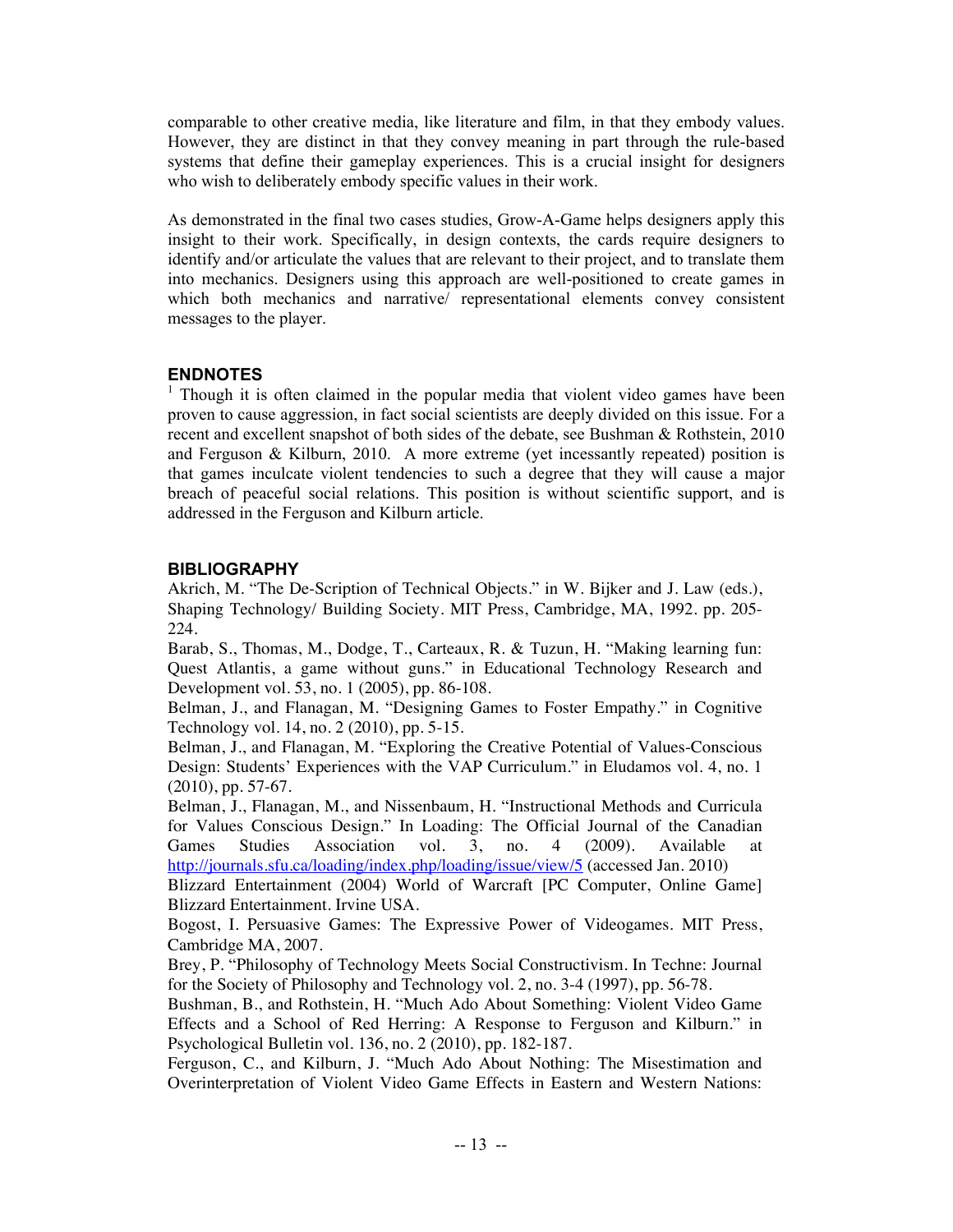comparable to other creative media, like literature and film, in that they embody values. However, they are distinct in that they convey meaning in part through the rule-based systems that define their gameplay experiences. This is a crucial insight for designers who wish to deliberately embody specific values in their work.

As demonstrated in the final two cases studies, Grow-A-Game helps designers apply this insight to their work. Specifically, in design contexts, the cards require designers to identify and/or articulate the values that are relevant to their project, and to translate them into mechanics. Designers using this approach are well-positioned to create games in which both mechanics and narrative/ representational elements convey consistent messages to the player.

## ENDNOTES

[1] Though it is often claimed in the popular media that violent video games have been proven to cause aggression, in fact social scientists are deeply divided on this issue. For a recent and excellent snapshot of both sides of the debate, see Bushman & Rothstein, 2010 and Ferguson & Kilburn, 2010. A more extreme (yet incessantly repeated) position is that games inculcate violent tendencies to such a degree that they will cause a major breach of peaceful social relations. This position is without scientific support, and is addressed in the Ferguson and Kilburn article.

## BIBLIOGRAPHY

Akrich, M. "The De-Scription of Technical Objects." in W. Bijker and J. Law (eds.), Shaping Technology/ Building Society. MIT Press, Cambridge, MA, 1992. pp. 205-224.

Barab, S., Thomas, M., Dodge, T., Carteaux, R. & Tuzun, H. "Making learning fun: Quest Atlantis, a game without guns." in Educational Technology Research and Development vol. 53, no. 1 (2005), pp. 86-108.

Belman, J., and Flanagan, M. "Designing Games to Foster Empathy." in Cognitive Technology vol. 14, no. 2 (2010), pp. 5-15.

Belman, J., and Flanagan, M. "Exploring the Creative Potential of Values-Conscious Design: Students' Experiences with the VAP Curriculum." in Eludamos vol. 4, no. 1 (2010), pp. 57-67.

Belman, J., Flanagan, M., and Nissenbaum, H. "Instructional Methods and Curricula for Values Conscious Design." In Loading: The Official Journal of the Canadian Games Studies Association vol. 3, no. 4 (2009). Available at http://journals.sfu.ca/loading/index.php/loading/issue/view/5 (accessed Jan. 2010)

Blizzard Entertainment (2004) World of Warcraft [PC Computer, Online Game] Blizzard Entertainment. Irvine USA.

Bogost, I. Persuasive Games: The Expressive Power of Videogames. MIT Press, Cambridge MA, 2007.

Brey, P. "Philosophy of Technology Meets Social Constructivism. In Techne: Journal for the Society of Philosophy and Technology vol. 2, no. 3-4 (1997), pp. 56-78.

Bushman, B., and Rothstein, H. "Much Ado About Something: Violent Video Game Effects and a School of Red Herring: A Response to Ferguson and Kilburn." in Psychological Bulletin vol. 136, no. 2 (2010), pp. 182-187.

Ferguson, C., and Kilburn, J. "Much Ado About Nothing: The Misestimation and Overinterpretation of Violent Video Game Effects in Eastern and Western Nations: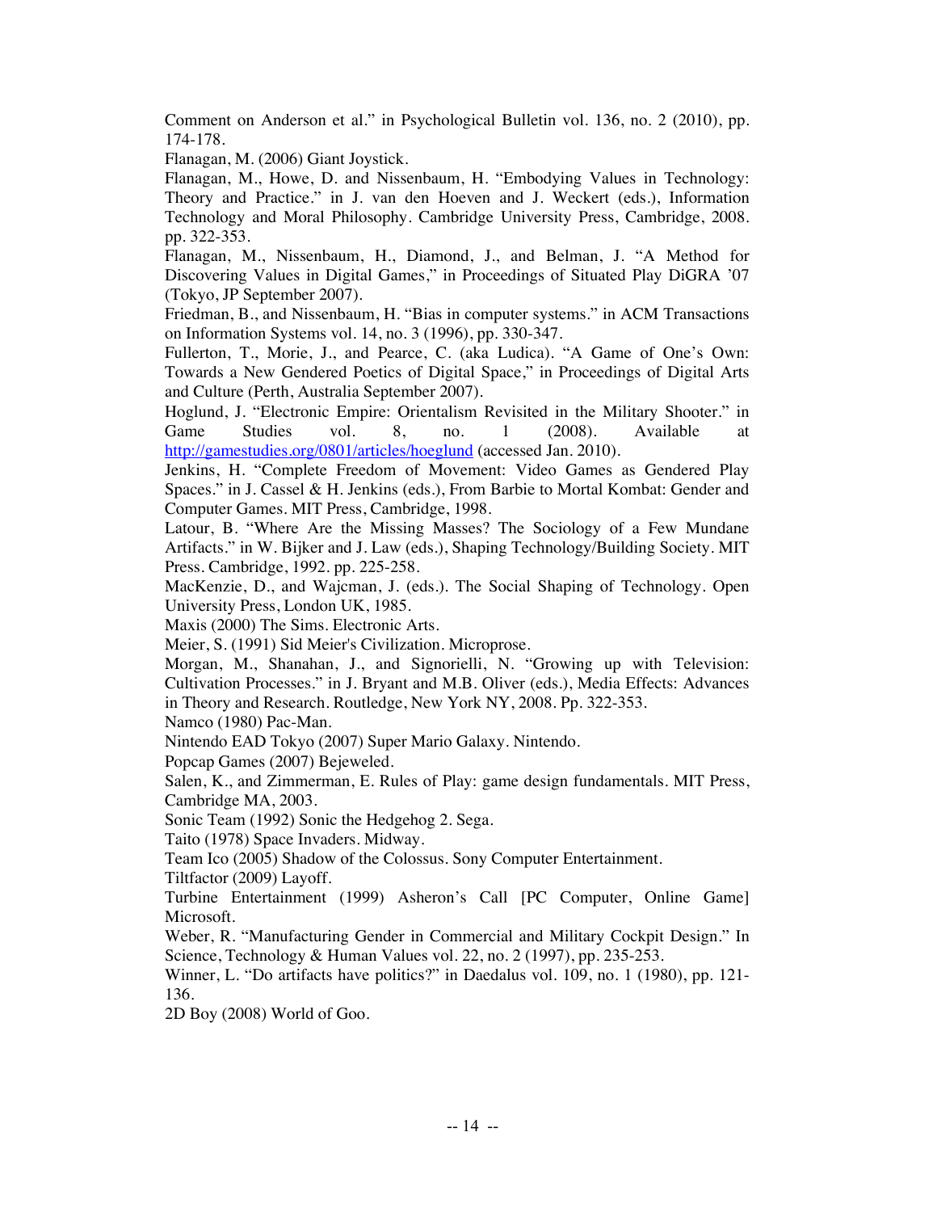Comment on Anderson et al." in Psychological Bulletin vol. 136, no. 2 (2010), pp. 174-178.

Flanagan, M. (2006) Giant Joystick.

Flanagan, M., Howe, D. and Nissenbaum, H. "Embodying Values in Technology: Theory and Practice." in J. van den Hoeven and J. Weckert (eds.), Information Technology and Moral Philosophy. Cambridge University Press, Cambridge, 2008. pp. 322-353.

Flanagan, M., Nissenbaum, H., Diamond, J., and Belman, J. "A Method for Discovering Values in Digital Games," in Proceedings of Situated Play DiGRA '07 (Tokyo, JP September 2007).

Friedman, B., and Nissenbaum, H. "Bias in computer systems." in ACM Transactions on Information Systems vol. 14, no. 3 (1996), pp. 330-347.

Fullerton, T., Morie, J., and Pearce, C. (aka Ludica). "A Game of One's Own: Towards a New Gendered Poetics of Digital Space," in Proceedings of Digital Arts and Culture (Perth, Australia September 2007).

Hoglund, J. "Electronic Empire: Orientalism Revisited in the Military Shooter." in Game Studies vol. 8, no. 1 (2008). Available at http://gamestudies.org/0801/articles/hoeglund (accessed Jan. 2010).

Jenkins, H. "Complete Freedom of Movement: Video Games as Gendered Play Spaces." in J. Cassel & H. Jenkins (eds.), From Barbie to Mortal Kombat: Gender and Computer Games. MIT Press, Cambridge, 1998.

Latour, B. "Where Are the Missing Masses? The Sociology of a Few Mundane Artifacts." in W. Bijker and J. Law (eds.), Shaping Technology/Building Society. MIT Press. Cambridge, 1992. pp. 225-258.

MacKenzie, D., and Wajcman, J. (eds.). The Social Shaping of Technology. Open University Press, London UK, 1985.

Maxis (2000) The Sims. Electronic Arts.

Meier, S. (1991) Sid Meier's Civilization. Microprose.

Morgan, M., Shanahan, J., and Signorielli, N. "Growing up with Television: Cultivation Processes." in J. Bryant and M.B. Oliver (eds.), Media Effects: Advances in Theory and Research. Routledge, New York NY, 2008. Pp. 322-353.

Namco (1980) Pac-Man.

Nintendo EAD Tokyo (2007) Super Mario Galaxy. Nintendo.

Popcap Games (2007) Bejeweled.

Salen, K., and Zimmerman, E. Rules of Play: game design fundamentals. MIT Press, Cambridge MA, 2003.

Sonic Team (1992) Sonic the Hedgehog 2. Sega.

Taito (1978) Space Invaders. Midway.

Team Ico (2005) Shadow of the Colossus. Sony Computer Entertainment.

Tiltfactor (2009) Layoff.

Turbine Entertainment (1999) Asheron's Call [PC Computer, Online Game] Microsoft.

Weber, R. "Manufacturing Gender in Commercial and Military Cockpit Design." In Science, Technology & Human Values vol. 22, no. 2 (1997), pp. 235-253.

Winner, L. "Do artifacts have politics?" in Daedalus vol. 109, no. 1 (1980), pp. 121-136.

2D Boy (2008) World of Goo.